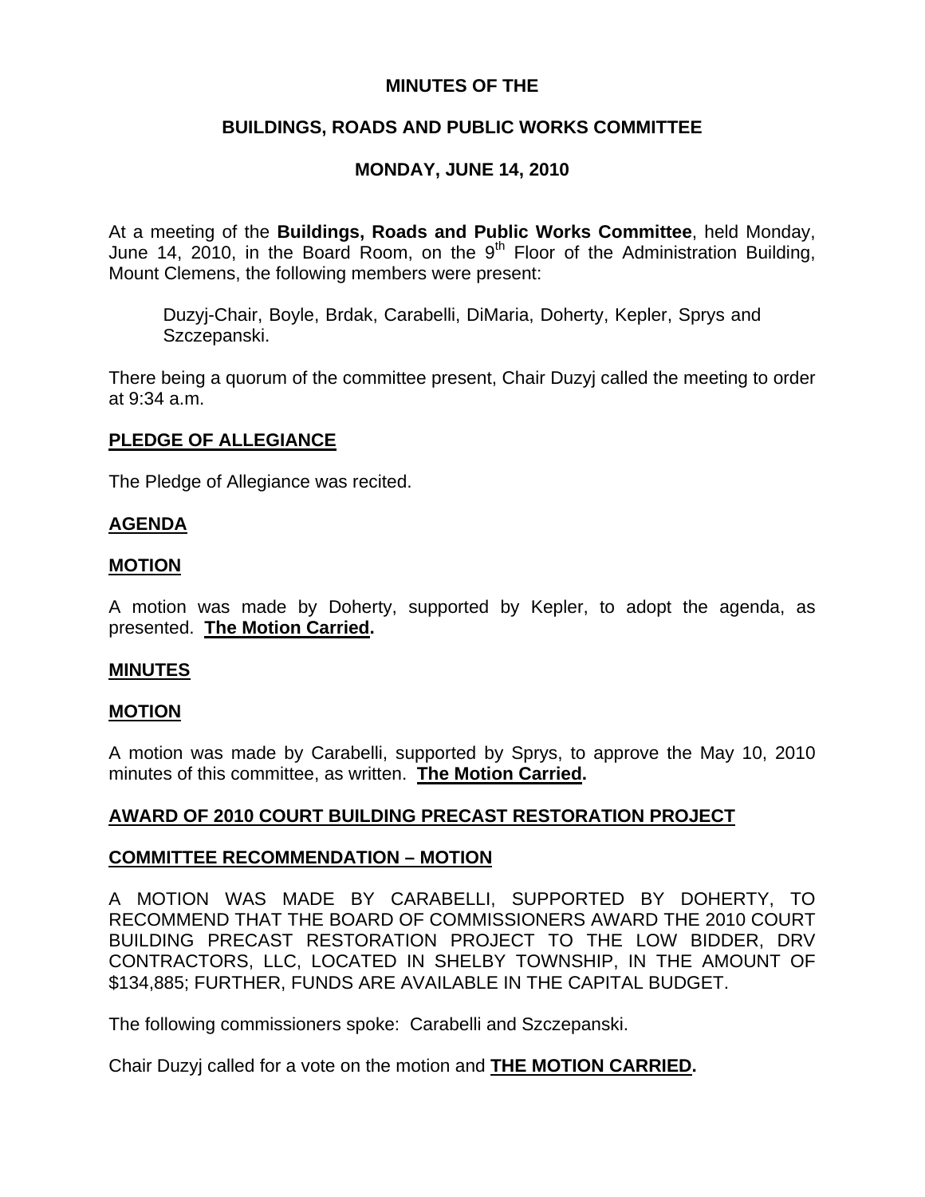**MINUTES OF THE**

**BUILDINGS, ROADS AND PUBLIC WORKS COMMITTEE**

**MONDAY, JUNE 14, 2010**

At a meeting of the **Buildings, Roads and Public Works Committee**, held Monday, June 14, 2010, in the Board Room, on the 9th Floor of the Administration Building, Mount Clemens, the following members were present:

> Duzyj-Chair, Boyle, Brdak, Carabelli, DiMaria, Doherty, Kepler, Sprys and Szczepanski.

There being a quorum of the committee present, Chair Duzyj called the meeting to order at 9:34 a.m.

**PLEDGE OF ALLEGIANCE**

The Pledge of Allegiance was recited.

**AGENDA**

**MOTION**

A motion was made by Doherty, supported by Kepler, to adopt the agenda, as presented. **The Motion Carried.**

**MINUTES**

**MOTION**

A motion was made by Carabelli, supported by Sprys, to approve the May 10, 2010 minutes of this committee, as written. **The Motion Carried.**

**AWARD OF 2010 COURT BUILDING PRECAST RESTORATION PROJECT**

**COMMITTEE RECOMMENDATION – MOTION**

A MOTION WAS MADE BY CARABELLI, SUPPORTED BY DOHERTY, TO RECOMMEND THAT THE BOARD OF COMMISSIONERS AWARD THE 2010 COURT BUILDING PRECAST RESTORATION PROJECT TO THE LOW BIDDER, DRV CONTRACTORS, LLC, LOCATED IN SHELBY TOWNSHIP, IN THE AMOUNT OF $134,885; FURTHER, FUNDS ARE AVAILABLE IN THE CAPITAL BUDGET.

The following commissioners spoke: Carabelli and Szczepanski.

Chair Duzyj called for a vote on the motion and **THE MOTION CARRIED.**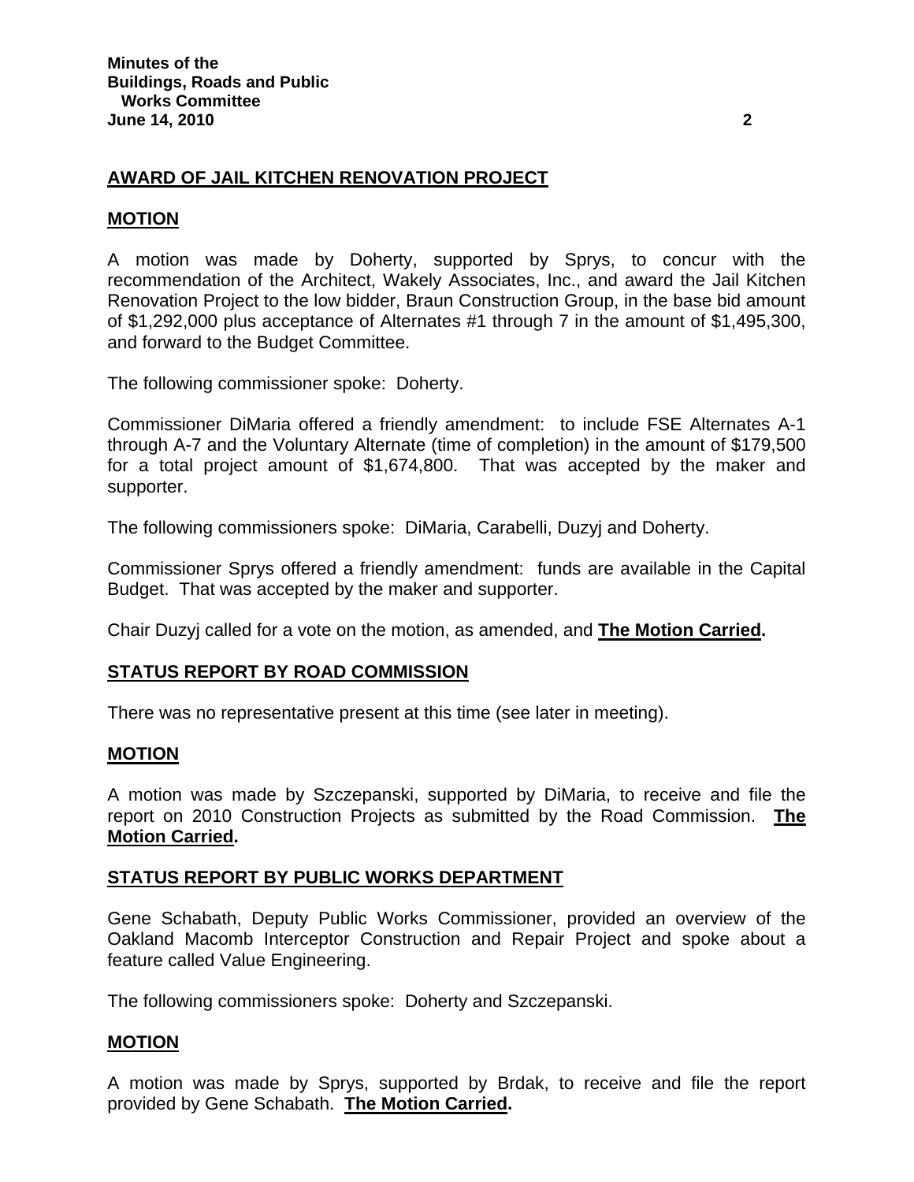## AWARD OF JAIL KITCHEN RENOVATION PROJECT

### MOTION

A motion was made by Doherty, supported by Sprys, to concur with the recommendation of the Architect, Wakely Associates, Inc., and award the Jail Kitchen Renovation Project to the low bidder, Braun Construction Group, in the base bid amount of $1,292,000 plus acceptance of Alternates #1 through 7 in the amount of $1,495,300, and forward to the Budget Committee.

The following commissioner spoke: Doherty.

Commissioner DiMaria offered a friendly amendment: to include FSE Alternates A-1 through A-7 and the Voluntary Alternate (time of completion) in the amount of $179,500 for a total project amount of $1,674,800. That was accepted by the maker and supporter.

The following commissioners spoke: DiMaria, Carabelli, Duzyj and Doherty.

Commissioner Sprys offered a friendly amendment: funds are available in the Capital Budget. That was accepted by the maker and supporter.

Chair Duzyj called for a vote on the motion, as amended, and **The Motion Carried.**

## STATUS REPORT BY ROAD COMMISSION

There was no representative present at this time (see later in meeting).

### MOTION

A motion was made by Szczepanski, supported by DiMaria, to receive and file the report on 2010 Construction Projects as submitted by the Road Commission. **The Motion Carried.**

## STATUS REPORT BY PUBLIC WORKS DEPARTMENT

Gene Schabath, Deputy Public Works Commissioner, provided an overview of the Oakland Macomb Interceptor Construction and Repair Project and spoke about a feature called Value Engineering.

The following commissioners spoke: Doherty and Szczepanski.

### MOTION

A motion was made by Sprys, supported by Brdak, to receive and file the report provided by Gene Schabath. **The Motion Carried.**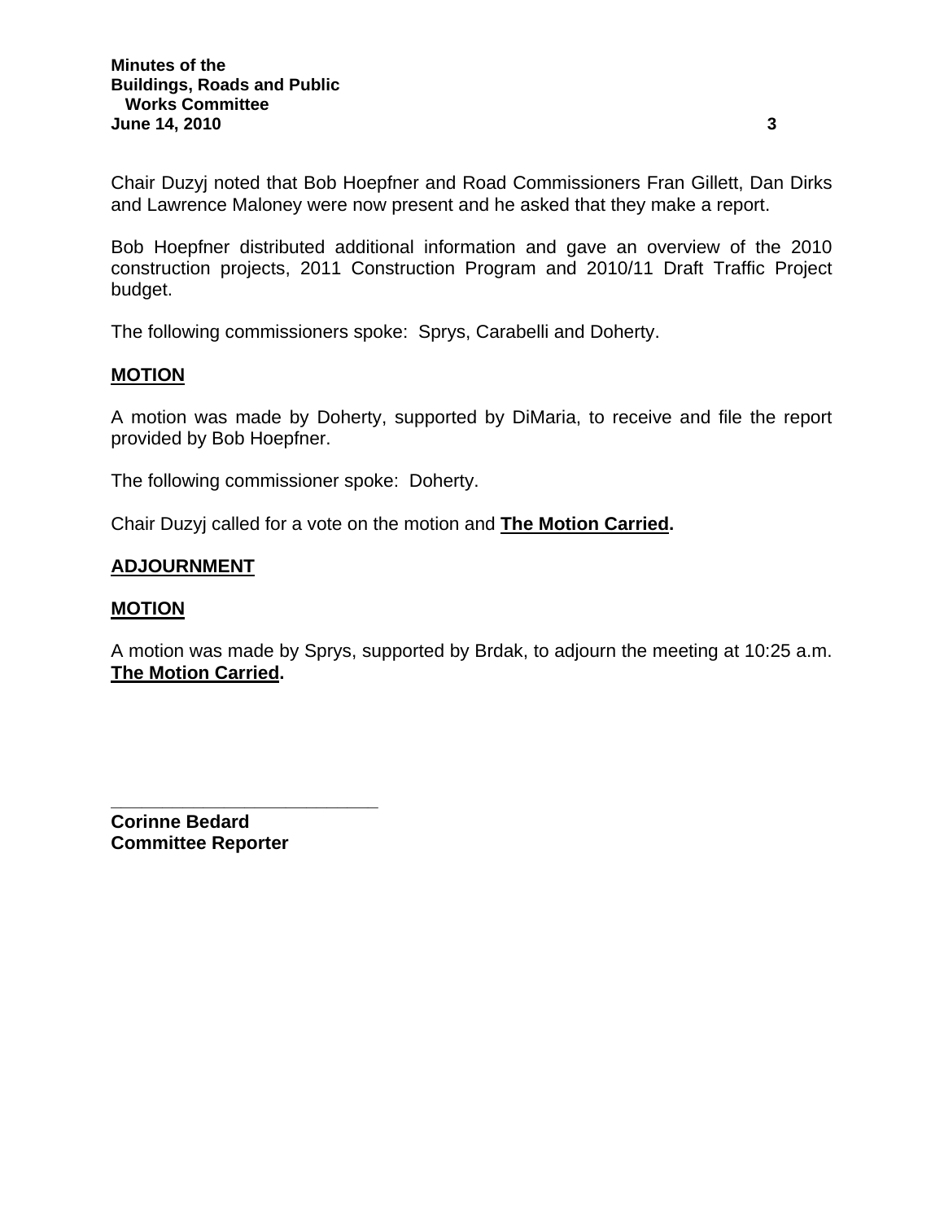Chair Duzyj noted that Bob Hoepfner and Road Commissioners Fran Gillett, Dan Dirks and Lawrence Maloney were now present and he asked that they make a report.

Bob Hoepfner distributed additional information and gave an overview of the 2010 construction projects, 2011 Construction Program and 2010/11 Draft Traffic Project budget.

The following commissioners spoke: Sprys, Carabelli and Doherty.

**MOTION**

A motion was made by Doherty, supported by DiMaria, to receive and file the report provided by Bob Hoepfner.

The following commissioner spoke: Doherty.

Chair Duzyj called for a vote on the motion and **The Motion Carried.**

**ADJOURNMENT**

**MOTION**

A motion was made by Sprys, supported by Brdak, to adjourn the meeting at 10:25 a.m. **The Motion Carried.**

\_\_\_\_\_\_\_\_\_\_\_\_\_\_\_\_\_\_\_\_\_\_\_\_\_\_\_

**Corinne Bedard**
**Committee Reporter**